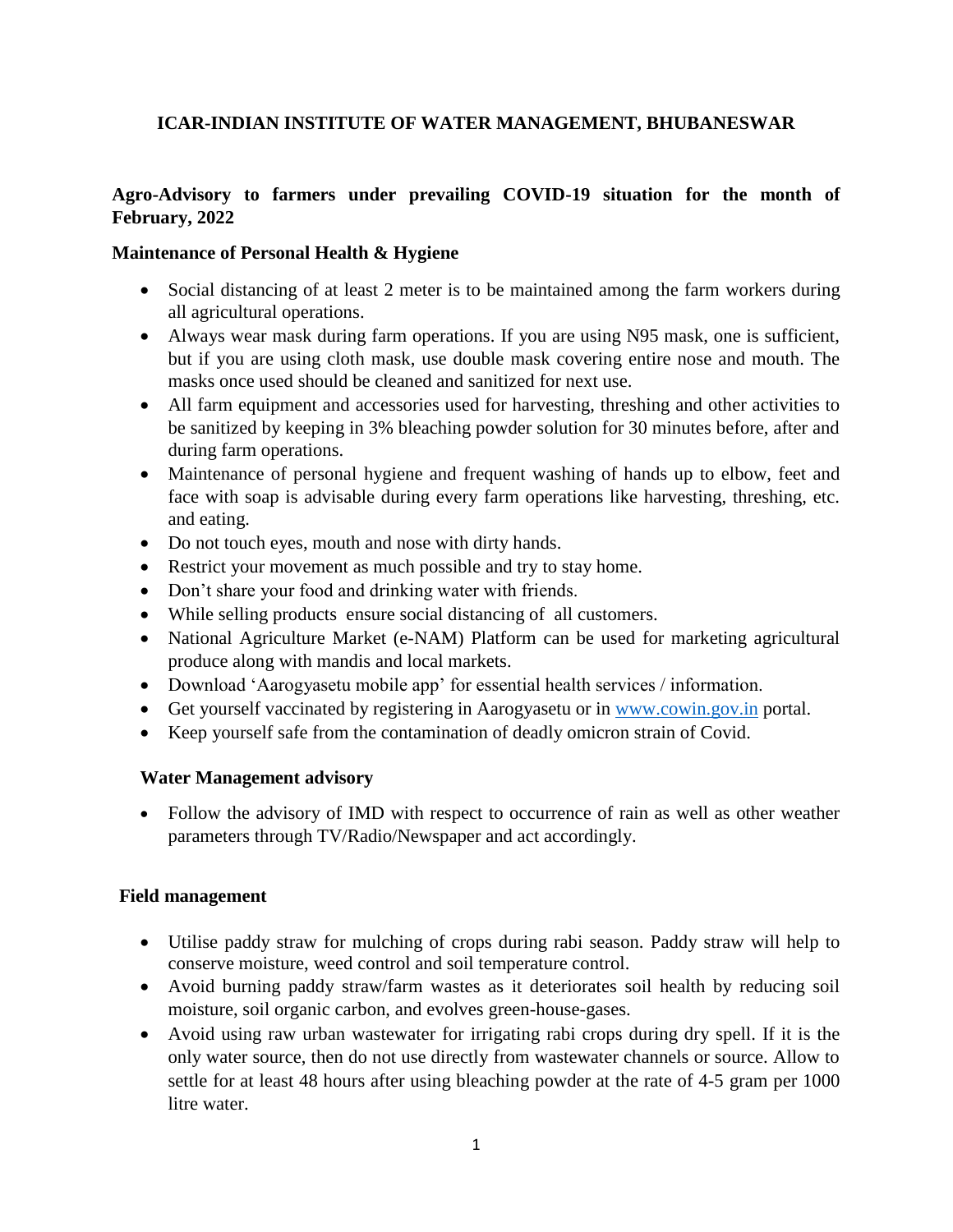# ICAR-INDIAN INSTITUTE OF WATER MANAGEMENT, BHUBANESWAR

## Agro-Advisory to farmers under prevailing COVID-19 situation for the month of February, 2022

### Maintenance of Personal Health & Hygiene

- Social distancing of at least 2 meter is to be maintained among the farm workers during all agricultural operations.
- Always wear mask during farm operations. If you are using N95 mask, one is sufficient, but if you are using cloth mask, use double mask covering entire nose and mouth. The masks once used should be cleaned and sanitized for next use.
- All farm equipment and accessories used for harvesting, threshing and other activities to be sanitized by keeping in 3% bleaching powder solution for 30 minutes before, after and during farm operations.
- Maintenance of personal hygiene and frequent washing of hands up to elbow, feet and face with soap is advisable during every farm operations like harvesting, threshing, etc. and eating.
- Do not touch eyes, mouth and nose with dirty hands.
- Restrict your movement as much possible and try to stay home.
- Don't share your food and drinking water with friends.
- While selling products ensure social distancing of all customers.
- National Agriculture Market (e-NAM) Platform can be used for marketing agricultural produce along with mandis and local markets.
- Download 'Aarogyasetu mobile app' for essential health services / information.
- Get yourself vaccinated by registering in Aarogyasetu or in www.cowin.gov.in portal.
- Keep yourself safe from the contamination of deadly omicron strain of Covid.

### Water Management advisory

- Follow the advisory of IMD with respect to occurrence of rain as well as other weather parameters through TV/Radio/Newspaper and act accordingly.

### Field management

- Utilise paddy straw for mulching of crops during rabi season. Paddy straw will help to conserve moisture, weed control and soil temperature control.
- Avoid burning paddy straw/farm wastes as it deteriorates soil health by reducing soil moisture, soil organic carbon, and evolves green-house-gases.
- Avoid using raw urban wastewater for irrigating rabi crops during dry spell. If it is the only water source, then do not use directly from wastewater channels or source. Allow to settle for at least 48 hours after using bleaching powder at the rate of 4-5 gram per 1000 litre water.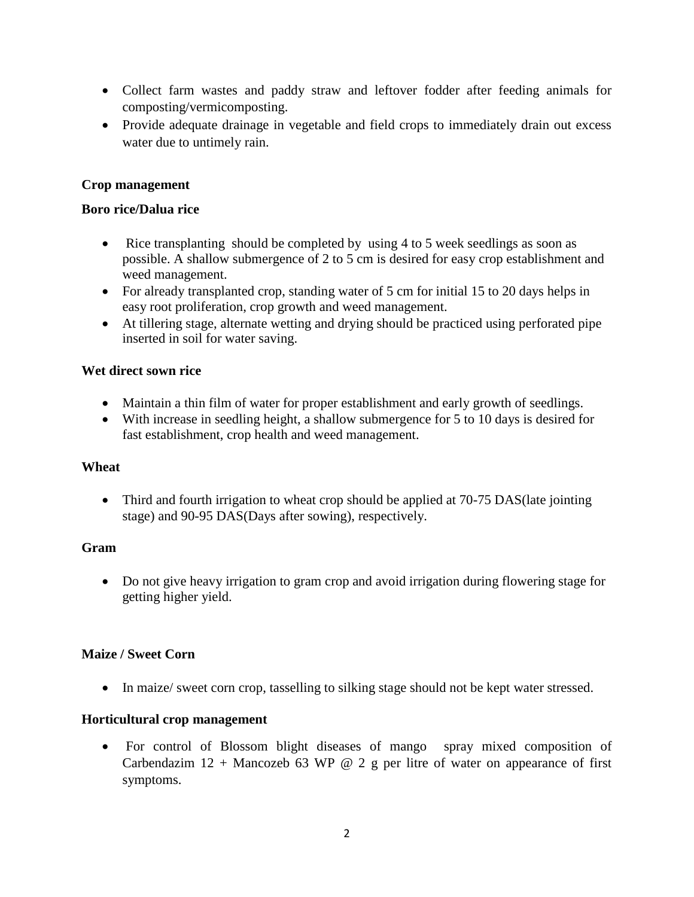- Collect farm wastes and paddy straw and leftover fodder after feeding animals for composting/vermicomposting.
- Provide adequate drainage in vegetable and field crops to immediately drain out excess water due to untimely rain.

**Crop management**

**Boro rice/Dalua rice**

- Rice transplanting should be completed by using 4 to 5 week seedlings as soon as possible. A shallow submergence of 2 to 5 cm is desired for easy crop establishment and weed management.
- For already transplanted crop, standing water of 5 cm for initial 15 to 20 days helps in easy root proliferation, crop growth and weed management.
- At tillering stage, alternate wetting and drying should be practiced using perforated pipe inserted in soil for water saving.

**Wet direct sown rice**

- Maintain a thin film of water for proper establishment and early growth of seedlings.
- With increase in seedling height, a shallow submergence for 5 to 10 days is desired for fast establishment, crop health and weed management.

**Wheat**

- Third and fourth irrigation to wheat crop should be applied at 70-75 DAS(late jointing stage) and 90-95 DAS(Days after sowing), respectively.

**Gram**

- Do not give heavy irrigation to gram crop and avoid irrigation during flowering stage for getting higher yield.

**Maize / Sweet Corn**

- In maize/ sweet corn crop, tasselling to silking stage should not be kept water stressed.

**Horticultural crop management**

- For control of Blossom blight diseases of mango spray mixed composition of Carbendazim 12 + Mancozeb 63 WP @ 2 g per litre of water on appearance of first symptoms.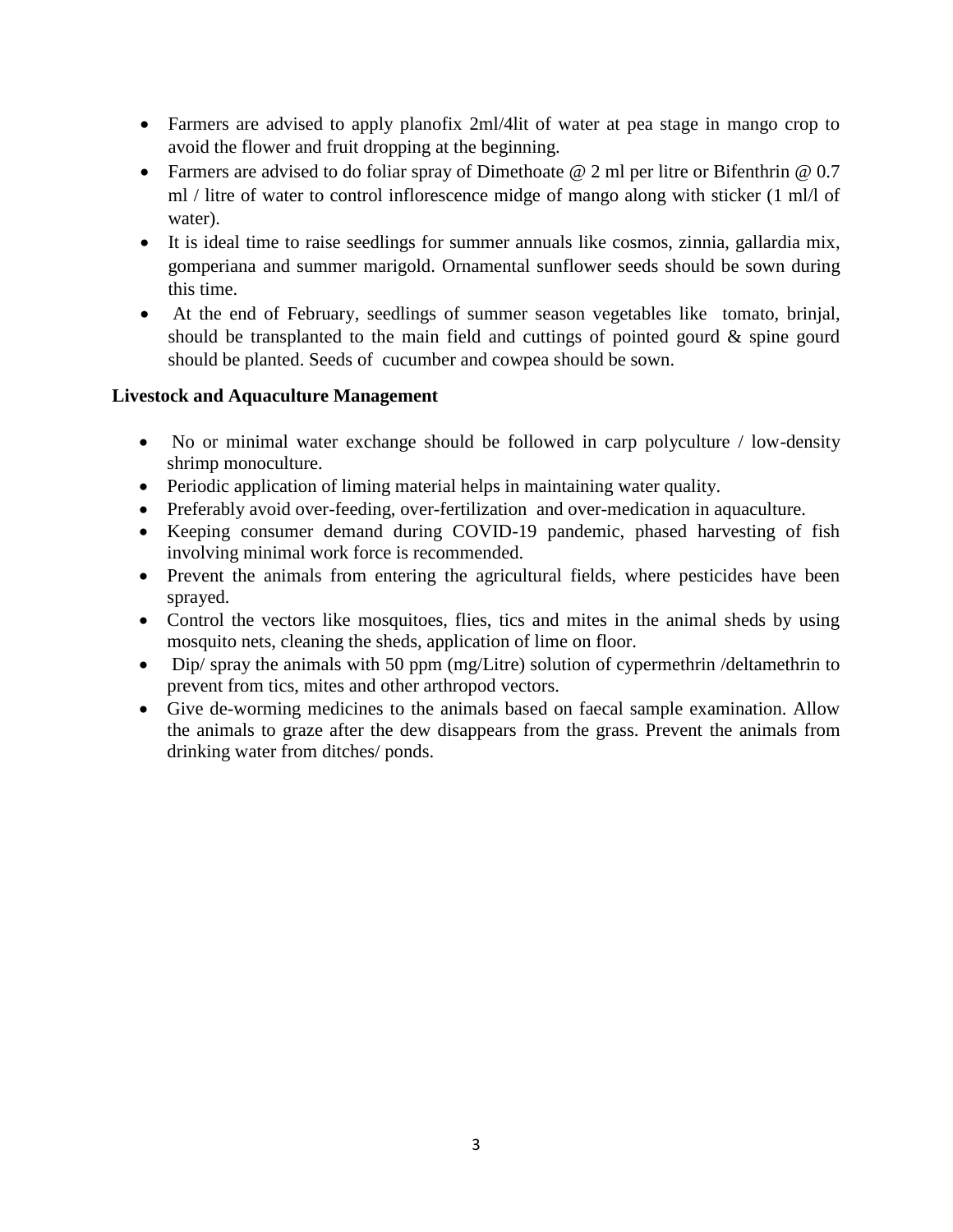- Farmers are advised to apply planofix 2ml/4lit of water at pea stage in mango crop to avoid the flower and fruit dropping at the beginning.
- Farmers are advised to do foliar spray of Dimethoate @ 2 ml per litre or Bifenthrin @ 0.7 ml / litre of water to control inflorescence midge of mango along with sticker (1 ml/l of water).
- It is ideal time to raise seedlings for summer annuals like cosmos, zinnia, gallardia mix, gomperiana and summer marigold. Ornamental sunflower seeds should be sown during this time.
- At the end of February, seedlings of summer season vegetables like tomato, brinjal, should be transplanted to the main field and cuttings of pointed gourd & spine gourd should be planted. Seeds of cucumber and cowpea should be sown.

**Livestock and Aquaculture Management**

- No or minimal water exchange should be followed in carp polyculture / low-density shrimp monoculture.
- Periodic application of liming material helps in maintaining water quality.
- Preferably avoid over-feeding, over-fertilization and over-medication in aquaculture.
- Keeping consumer demand during COVID-19 pandemic, phased harvesting of fish involving minimal work force is recommended.
- Prevent the animals from entering the agricultural fields, where pesticides have been sprayed.
- Control the vectors like mosquitoes, flies, tics and mites in the animal sheds by using mosquito nets, cleaning the sheds, application of lime on floor.
- Dip/ spray the animals with 50 ppm (mg/Litre) solution of cypermethrin /deltamethrin to prevent from tics, mites and other arthropod vectors.
- Give de-worming medicines to the animals based on faecal sample examination. Allow the animals to graze after the dew disappears from the grass. Prevent the animals from drinking water from ditches/ ponds.